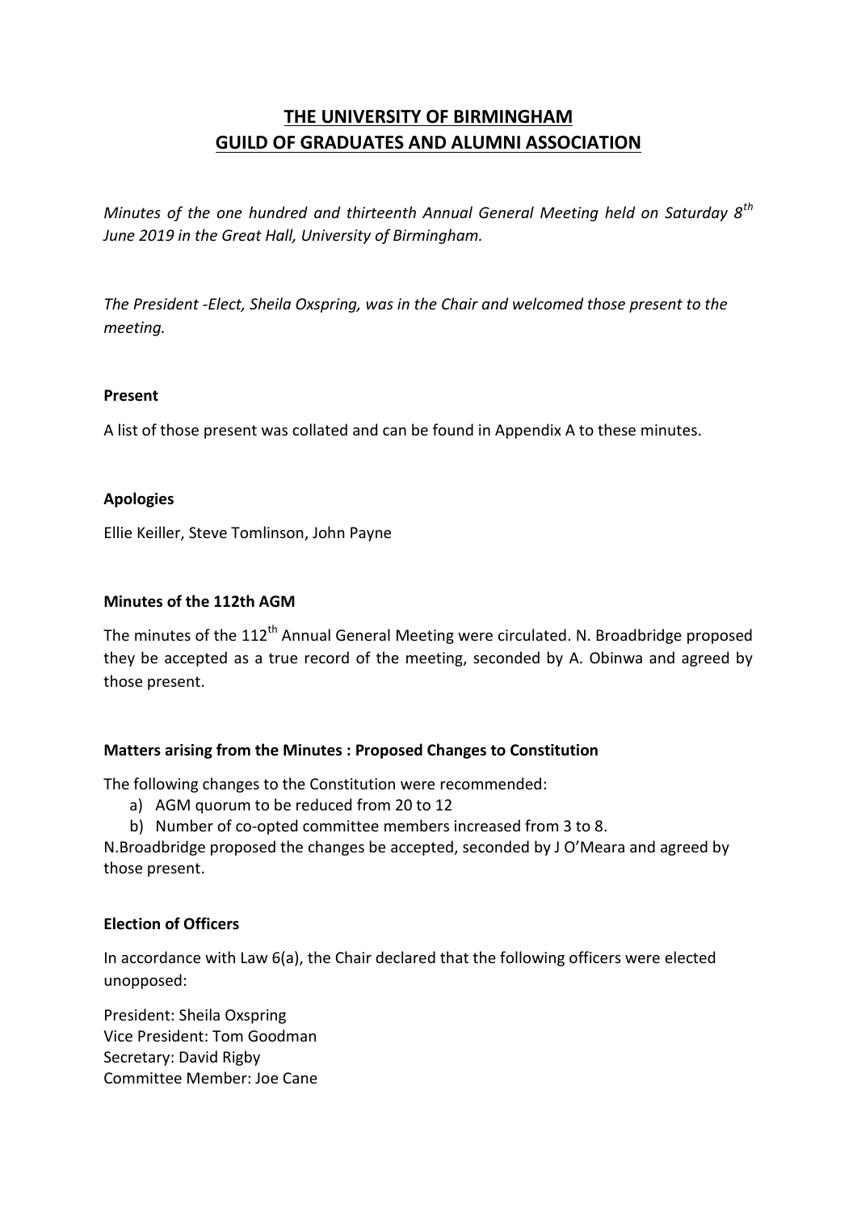# THE UNIVERSITY OF BIRMINGHAM
# GUILD OF GRADUATES AND ALUMNI ASSOCIATION

*Minutes of the one hundred and thirteenth Annual General Meeting held on Saturday 8th June 2019 in the Great Hall, University of Birmingham.*

*The President -Elect, Sheila Oxspring, was in the Chair and welcomed those present to the meeting.*

**Present**

A list of those present was collated and can be found in Appendix A to these minutes.

**Apologies**

Ellie Keiller, Steve Tomlinson, John Payne

**Minutes of the 112th AGM**

The minutes of the 112th Annual General Meeting were circulated. N. Broadbridge proposed they be accepted as a true record of the meeting, seconded by A. Obinwa and agreed by those present.

**Matters arising from the Minutes : Proposed Changes to Constitution**

The following changes to the Constitution were recommended:

a) AGM quorum to be reduced from 20 to 12
b) Number of co-opted committee members increased from 3 to 8.

N.Broadbridge proposed the changes be accepted, seconded by J O'Meara and agreed by those present.

**Election of Officers**

In accordance with Law 6(a), the Chair declared that the following officers were elected unopposed:

President: Sheila Oxspring
Vice President: Tom Goodman
Secretary: David Rigby
Committee Member: Joe Cane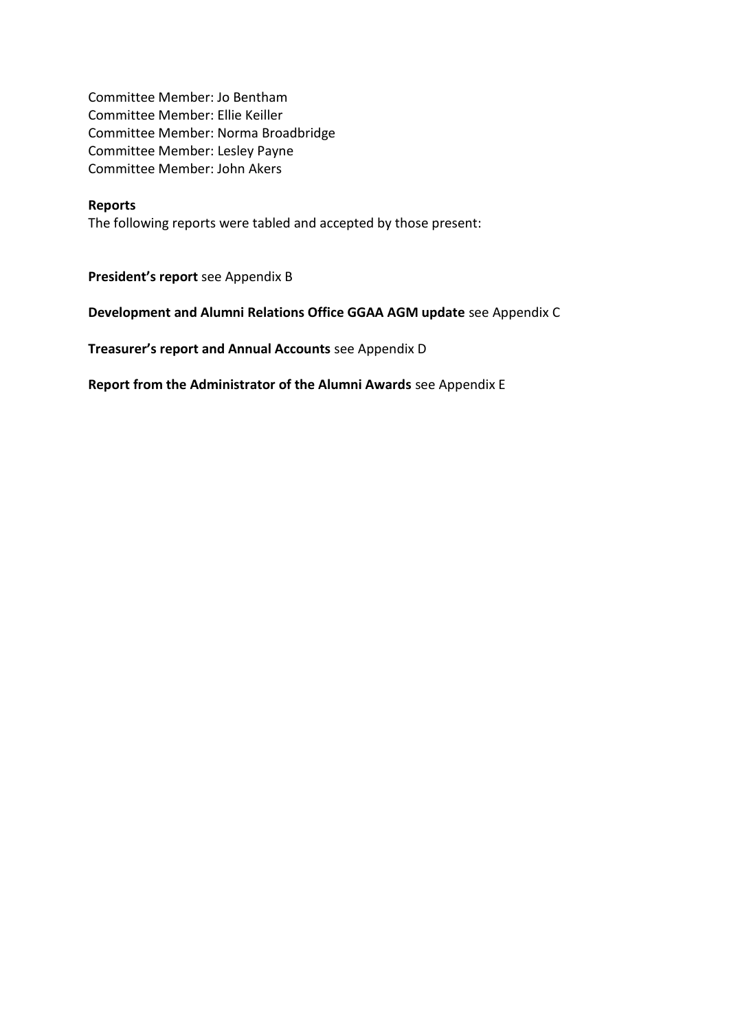Committee Member: Jo Bentham
Committee Member: Ellie Keiller
Committee Member: Norma Broadbridge
Committee Member: Lesley Payne
Committee Member: John Akers

**Reports**
The following reports were tabled and accepted by those present:

**President's report** see Appendix B

**Development and Alumni Relations Office GGAA AGM update** see Appendix C

**Treasurer's report and Annual Accounts** see Appendix D

**Report from the Administrator of the Alumni Awards** see Appendix E